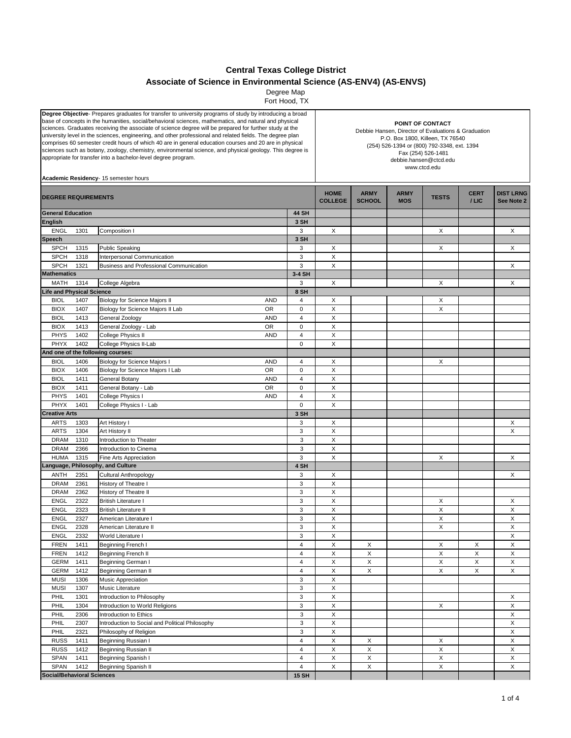# Central Texas College District

## Associate of Science in Environmental Science (AS-ENV4) (AS-ENVS)

Degree Map

Fort Hood, TX

**Degree Objective**- Prepares graduates for transfer to university programs of study by introducing a broad base of concepts in the humanities, social/behavioral sciences, mathematics, and natural and physical sciences. Graduates receiving the associate of science degree will be prepared for further study at the university level in the sciences, engineering, and other professional and related fields. The degree plan comprises 60 semester credit hours of which 40 are in general education courses and 20 are in physical sciences such as botany, zoology, chemistry, environmental science, and physical geology. This degree is appropriate for transfer into a bachelor-level degree program.

**Academic Residency**- 15 semester hours

**POINT OF CONTACT**
Debbie Hansen, Director of Evaluations & Graduation
P.O. Box 1800, Killeen, TX 76540
(254) 526-1394 or (800) 792-3348, ext. 1394
Fax (254) 526-1481
debbie.hansen@ctcd.edu
www.ctcd.edu

| DEGREE REQUIREMENTS | | | | | HOME COLLEGE | ARMY SCHOOL | ARMY MOS | TESTS | CERT / LIC | DIST LRNG See Note 2 |
|---|---|---|---|---|---|---|---|---|---|---|
| **General Education** | | | | **44 SH** | | | | | | |
| **English** | | | | **3 SH** | | | | | | |
| ENGL | 1301 | Composition I | | 3 | X | | | X | | X |
| **Speech** | | | | **3 SH** | | | | | | |
| SPCH | 1315 | Public Speaking | | 3 | X | | | X | | X |
| SPCH | 1318 | Interpersonal Communication | | 3 | X | | | | | |
| SPCH | 1321 | Business and Professional Communication | | 3 | X | | | | | X |
| **Mathematics** | | | | **3-4 SH** | | | | | | |
| MATH | 1314 | College Algebra | | 3 | X | | | X | | X |
| **Life and Physical Science** | | | | **8 SH** | | | | | | |
| BIOL | 1407 | Biology for Science Majors II | AND | 4 | X | | | X | | |
| BIOX | 1407 | Biology for Science Majors II Lab | OR | 0 | X | | | X | | |
| BIOL | 1413 | General Zoology | AND | 4 | X | | | | | |
| BIOX | 1413 | General Zoology - Lab | OR | 0 | X | | | | | |
| PHYS | 1402 | College Physics II | AND | 4 | X | | | | | |
| PHYX | 1402 | College Physics II-Lab | | 0 | X | | | | | |
| **And one of the following courses:** | | | | | | | | | | |
| BIOL | 1406 | Biology for Science Majors I | AND | 4 | X | | | X | | |
| BIOX | 1406 | Biology for Science Majors I Lab | OR | 0 | X | | | | | |
| BIOL | 1411 | General Botany | AND | 4 | X | | | | | |
| BIOX | 1411 | General Botany - Lab | OR | 0 | X | | | | | |
| PHYS | 1401 | College Physics I | AND | 4 | X | | | | | |
| PHYX | 1401 | College Physics I - Lab | | 0 | X | | | | | |
| **Creative Arts** | | | | **3 SH** | | | | | | |
| ARTS | 1303 | Art History I | | 3 | X | | | | | X |
| ARTS | 1304 | Art History II | | 3 | X | | | | | X |
| DRAM | 1310 | Introduction to Theater | | 3 | X | | | | | |
| DRAM | 2366 | Introduction to Cinema | | 3 | X | | | | | |
| HUMA | 1315 | Fine Arts Appreciation | | 3 | X | | | X | | X |
| **Language, Philosophy, and Culture** | | | | **4 SH** | | | | | | |
| ANTH | 2351 | Cultural Anthropology | | 3 | X | | | | | X |
| DRAM | 2361 | History of Theatre I | | 3 | X | | | | | |
| DRAM | 2362 | History of Theatre II | | 3 | X | | | | | |
| ENGL | 2322 | British Literature I | | 3 | X | | | X | | X |
| ENGL | 2323 | British Literature II | | 3 | X | | | X | | X |
| ENGL | 2327 | American Literature I | | 3 | X | | | X | | X |
| ENGL | 2328 | American Literature II | | 3 | X | | | X | | X |
| ENGL | 2332 | World Literature I | | 3 | X | | | | | X |
| FREN | 1411 | Beginning French I | | 4 | X | X | | X | X | X |
| FREN | 1412 | Beginning French II | | 4 | X | X | | X | X | X |
| GERM | 1411 | Beginning German I | | 4 | X | X | | X | X | X |
| GERM | 1412 | Beginning German II | | 4 | X | X | | X | X | X |
| MUSI | 1306 | Music Appreciation | | 3 | X | | | | | |
| MUSI | 1307 | Music Literature | | 3 | X | | | | | |
| PHIL | 1301 | Introduction to Philosophy | | 3 | X | | | | | X |
| PHIL | 1304 | Introduction to World Religions | | 3 | X | | | X | | X |
| PHIL | 2306 | Introduction to Ethics | | 3 | X | | | | | X |
| PHIL | 2307 | Introduction to Social and Political Philosophy | | 3 | X | | | | | X |
| PHIL | 2321 | Philosophy of Religion | | 3 | X | | | | | X |
| RUSS | 1411 | Beginning Russian I | | 4 | X | X | | X | | X |
| RUSS | 1412 | Beginning Russian II | | 4 | X | X | | X | | X |
| SPAN | 1411 | Beginning Spanish I | | 4 | X | X | | X | | X |
| SPAN | 1412 | Beginning Spanish II | | 4 | X | X | | X | | X |
| **Social/Behavioral Sciences** | | | | **15 SH** | | | | | | |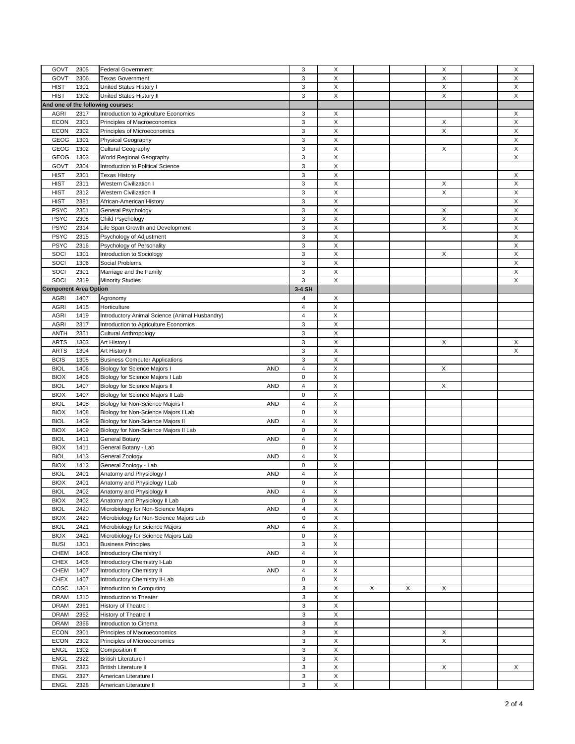| | | | | | | | | | | |
|---|---|---|---|---|---|---|---|---|---|---|
| GOVT | 2305 | Federal Government | | 3 | X | | | X | | X |
| GOVT | 2306 | Texas Government | | 3 | X | | | X | | X |
| HIST | 1301 | United States History I | | 3 | X | | | X | | X |
| HIST | 1302 | United States History II | | 3 | X | | | X | | X |
| **And one of the following courses:** | | | | | | | | | | |
| AGRI | 2317 | Introduction to Agriculture Economics | | 3 | X | | | | | X |
| ECON | 2301 | Principles of Macroeconomics | | 3 | X | | | X | | X |
| ECON | 2302 | Principles of Microeconomics | | 3 | X | | | X | | X |
| GEOG | 1301 | Physical Geography | | 3 | X | | | | | X |
| GEOG | 1302 | Cultural Geography | | 3 | X | | | X | | X |
| GEOG | 1303 | World Regional Geography | | 3 | X | | | | | X |
| GOVT | 2304 | Introduction to Political Science | | 3 | X | | | | | |
| HIST | 2301 | Texas History | | 3 | X | | | | | X |
| HIST | 2311 | Western Civilization I | | 3 | X | | | X | | X |
| HIST | 2312 | Western Civilization II | | 3 | X | | | X | | X |
| HIST | 2381 | African-American History | | 3 | X | | | | | X |
| PSYC | 2301 | General Psychology | | 3 | X | | | X | | X |
| PSYC | 2308 | Child Psychology | | 3 | X | | | X | | X |
| PSYC | 2314 | Life Span Growth and Development | | 3 | X | | | X | | X |
| PSYC | 2315 | Psychology of Adjustment | | 3 | X | | | | | X |
| PSYC | 2316 | Psychology of Personality | | 3 | X | | | | | X |
| SOCI | 1301 | Introduction to Sociology | | 3 | X | | | X | | X |
| SOCI | 1306 | Social Problems | | 3 | X | | | | | X |
| SOCI | 2301 | Marriage and the Family | | 3 | X | | | | | X |
| SOCI | 2319 | Minority Studies | | 3 | X | | | | | X |
| **Component Area Option** | | | | **3-4 SH** | | | | | | |
| AGRI | 1407 | Agronomy | | 4 | X | | | | | |
| AGRI | 1415 | Horticulture | | 4 | X | | | | | |
| AGRI | 1419 | Introductory Animal Science (Animal Husbandry) | | 4 | X | | | | | |
| AGRI | 2317 | Introduction to Agriculture Economics | | 3 | X | | | | | |
| ANTH | 2351 | Cultural Anthropology | | 3 | X | | | | | |
| ARTS | 1303 | Art History I | | 3 | X | | | X | | X |
| ARTS | 1304 | Art History II | | 3 | X | | | | | X |
| BCIS | 1305 | Business Computer Applications | | 3 | X | | | | | |
| BIOL | 1406 | Biology for Science Majors I | AND | 4 | X | | | X | | |
| BIOX | 1406 | Biology for Science Majors I Lab | | 0 | X | | | | | |
| BIOL | 1407 | Biology for Science Majors II | AND | 4 | X | | | X | | |
| BIOX | 1407 | Biology for Science Majors II Lab | | 0 | X | | | | | |
| BIOL | 1408 | Biology for Non-Science Majors I | AND | 4 | X | | | | | |
| BIOX | 1408 | Biology for Non-Science Majors I Lab | | 0 | X | | | | | |
| BIOL | 1409 | Biology for Non-Science Majors II | AND | 4 | X | | | | | |
| BIOX | 1409 | Biology for Non-Science Majors II Lab | | 0 | X | | | | | |
| BIOL | 1411 | General Botany | AND | 4 | X | | | | | |
| BIOX | 1411 | General Botany - Lab | | 0 | X | | | | | |
| BIOL | 1413 | General Zoology | AND | 4 | X | | | | | |
| BIOX | 1413 | General Zoology - Lab | | 0 | X | | | | | |
| BIOL | 2401 | Anatomy and Physiology I | AND | 4 | X | | | | | |
| BIOX | 2401 | Anatomy and Physiology I Lab | | 0 | X | | | | | |
| BIOL | 2402 | Anatomy and Physiology II | AND | 4 | X | | | | | |
| BIOX | 2402 | Anatomy and Physiology II Lab | | 0 | X | | | | | |
| BIOL | 2420 | Microbiology for Non-Science Majors | AND | 4 | X | | | | | |
| BIOX | 2420 | Microbiology for Non-Science Majors Lab | | 0 | X | | | | | |
| BIOL | 2421 | Microbiology for Science Majors | AND | 4 | X | | | | | |
| BIOX | 2421 | Microbiology for Science Majors Lab | | 0 | X | | | | | |
| BUSI | 1301 | Business Principles | | 3 | X | | | | | |
| CHEM | 1406 | Introductory Chemistry I | AND | 4 | X | | | | | |
| CHEX | 1406 | Introductory Chemistry I-Lab | | 0 | X | | | | | |
| CHEM | 1407 | Introductory Chemistry II | AND | 4 | X | | | | | |
| CHEX | 1407 | Introductory Chemistry II-Lab | | 0 | X | | | | | |
| COSC | 1301 | Introduction to Computing | | 3 | X | X | X | X | | |
| DRAM | 1310 | Introduction to Theater | | 3 | X | | | | | |
| DRAM | 2361 | History of Theatre I | | 3 | X | | | | | |
| DRAM | 2362 | History of Theatre II | | 3 | X | | | | | |
| DRAM | 2366 | Introduction to Cinema | | 3 | X | | | | | |
| ECON | 2301 | Principles of Macroeconomics | | 3 | X | | | X | | |
| ECON | 2302 | Principles of Microeconomics | | 3 | X | | | X | | |
| ENGL | 1302 | Composition II | | 3 | X | | | | | |
| ENGL | 2322 | British Literature I | | 3 | X | | | | | |
| ENGL | 2323 | British Literature II | | 3 | X | | | X | | X |
| ENGL | 2327 | American Literature I | | 3 | X | | | | | |
| ENGL | 2328 | American Literature II | | 3 | X | | | | | |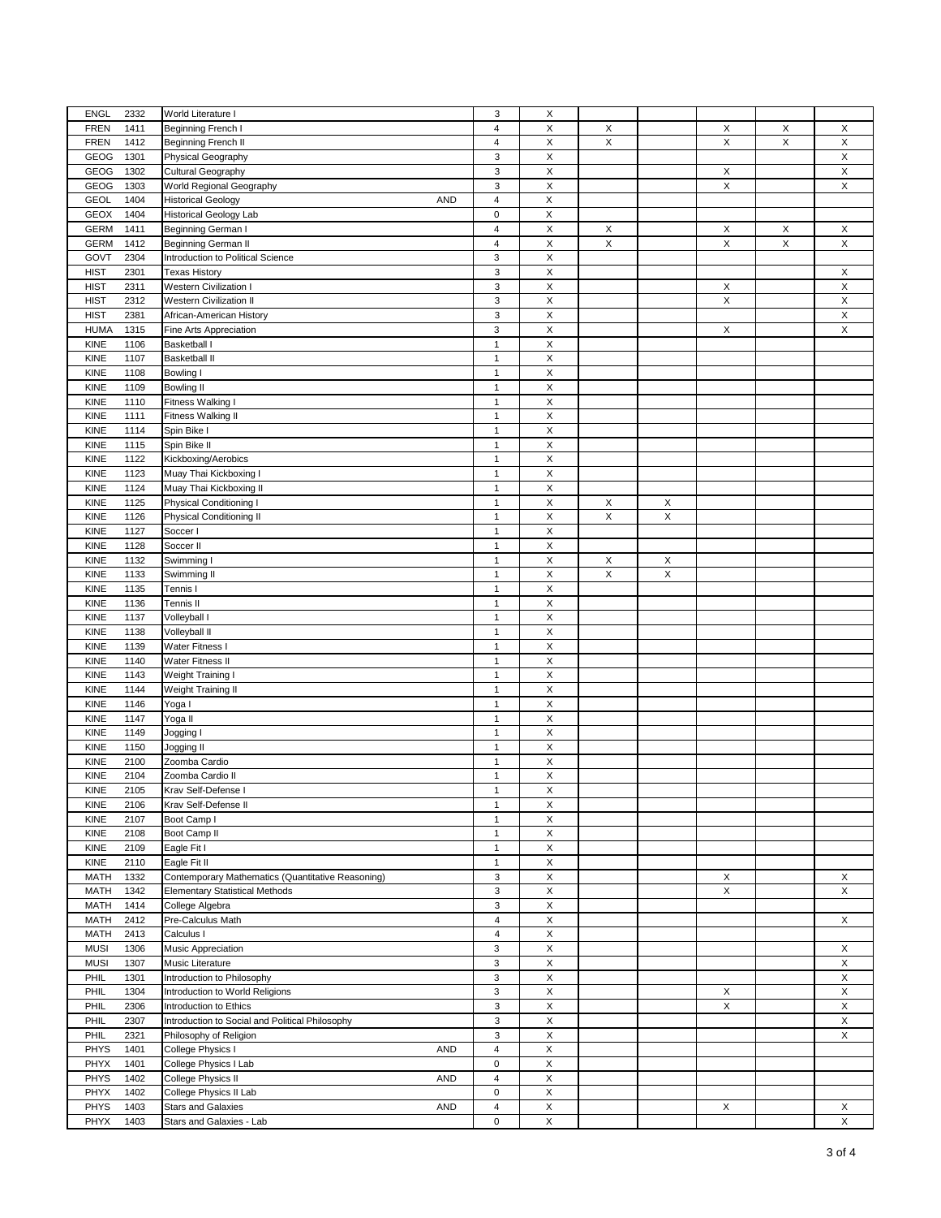| | | | | | | | | | | |
|---|---|---|---|---|---|---|---|---|---|---|
| ENGL | 2332 | World Literature I | | 3 | X | | | | | |
| FREN | 1411 | Beginning French I | | 4 | X | X | | X | X | X |
| FREN | 1412 | Beginning French II | | 4 | X | X | | X | X | X |
| GEOG | 1301 | Physical Geography | | 3 | X | | | | | X |
| GEOG | 1302 | Cultural Geography | | 3 | X | | | X | | X |
| GEOG | 1303 | World Regional Geography | | 3 | X | | | X | | X |
| GEOL | 1404 | Historical Geology | AND | 4 | X | | | | | |
| GEOX | 1404 | Historical Geology Lab | | 0 | X | | | | | |
| GERM | 1411 | Beginning German I | | 4 | X | X | | X | X | X |
| GERM | 1412 | Beginning German II | | 4 | X | X | | X | X | X |
| GOVT | 2304 | Introduction to Political Science | | 3 | X | | | | | |
| HIST | 2301 | Texas History | | 3 | X | | | | | X |
| HIST | 2311 | Western Civilization I | | 3 | X | | | X | | X |
| HIST | 2312 | Western Civilization II | | 3 | X | | | X | | X |
| HIST | 2381 | African-American History | | 3 | X | | | | | X |
| HUMA | 1315 | Fine Arts Appreciation | | 3 | X | | | X | | X |
| KINE | 1106 | Basketball I | | 1 | X | | | | | |
| KINE | 1107 | Basketball II | | 1 | X | | | | | |
| KINE | 1108 | Bowling I | | 1 | X | | | | | |
| KINE | 1109 | Bowling II | | 1 | X | | | | | |
| KINE | 1110 | Fitness Walking I | | 1 | X | | | | | |
| KINE | 1111 | Fitness Walking II | | 1 | X | | | | | |
| KINE | 1114 | Spin Bike I | | 1 | X | | | | | |
| KINE | 1115 | Spin Bike II | | 1 | X | | | | | |
| KINE | 1122 | Kickboxing/Aerobics | | 1 | X | | | | | |
| KINE | 1123 | Muay Thai Kickboxing I | | 1 | X | | | | | |
| KINE | 1124 | Muay Thai Kickboxing II | | 1 | X | | | | | |
| KINE | 1125 | Physical Conditioning I | | 1 | X | X | X | | | |
| KINE | 1126 | Physical Conditioning II | | 1 | X | X | X | | | |
| KINE | 1127 | Soccer I | | 1 | X | | | | | |
| KINE | 1128 | Soccer II | | 1 | X | | | | | |
| KINE | 1132 | Swimming I | | 1 | X | X | X | | | |
| KINE | 1133 | Swimming II | | 1 | X | X | X | | | |
| KINE | 1135 | Tennis I | | 1 | X | | | | | |
| KINE | 1136 | Tennis II | | 1 | X | | | | | |
| KINE | 1137 | Volleyball I | | 1 | X | | | | | |
| KINE | 1138 | Volleyball II | | 1 | X | | | | | |
| KINE | 1139 | Water Fitness I | | 1 | X | | | | | |
| KINE | 1140 | Water Fitness II | | 1 | X | | | | | |
| KINE | 1143 | Weight Training I | | 1 | X | | | | | |
| KINE | 1144 | Weight Training II | | 1 | X | | | | | |
| KINE | 1146 | Yoga I | | 1 | X | | | | | |
| KINE | 1147 | Yoga II | | 1 | X | | | | | |
| KINE | 1149 | Jogging I | | 1 | X | | | | | |
| KINE | 1150 | Jogging II | | 1 | X | | | | | |
| KINE | 2100 | Zoomba Cardio | | 1 | X | | | | | |
| KINE | 2104 | Zoomba Cardio II | | 1 | X | | | | | |
| KINE | 2105 | Krav Self-Defense I | | 1 | X | | | | | |
| KINE | 2106 | Krav Self-Defense II | | 1 | X | | | | | |
| KINE | 2107 | Boot Camp I | | 1 | X | | | | | |
| KINE | 2108 | Boot Camp II | | 1 | X | | | | | |
| KINE | 2109 | Eagle Fit I | | 1 | X | | | | | |
| KINE | 2110 | Eagle Fit II | | 1 | X | | | | | |
| MATH | 1332 | Contemporary Mathematics (Quantitative Reasoning) | | 3 | X | | | X | | X |
| MATH | 1342 | Elementary Statistical Methods | | 3 | X | | | X | | X |
| MATH | 1414 | College Algebra | | 3 | X | | | | | |
| MATH | 2412 | Pre-Calculus Math | | 4 | X | | | | | X |
| MATH | 2413 | Calculus I | | 4 | X | | | | | |
| MUSI | 1306 | Music Appreciation | | 3 | X | | | | | X |
| MUSI | 1307 | Music Literature | | 3 | X | | | | | X |
| PHIL | 1301 | Introduction to Philosophy | | 3 | X | | | | | X |
| PHIL | 1304 | Introduction to World Religions | | 3 | X | | | X | | X |
| PHIL | 2306 | Introduction to Ethics | | 3 | X | | | X | | X |
| PHIL | 2307 | Introduction to Social and Political Philosophy | | 3 | X | | | | | X |
| PHIL | 2321 | Philosophy of Religion | | 3 | X | | | | | X |
| PHYS | 1401 | College Physics I | AND | 4 | X | | | | | |
| PHYX | 1401 | College Physics I Lab | | 0 | X | | | | | |
| PHYS | 1402 | College Physics II | AND | 4 | X | | | | | |
| PHYX | 1402 | College Physics II Lab | | 0 | X | | | | | |
| PHYS | 1403 | Stars and Galaxies | AND | 4 | X | | | X | | X |
| PHYX | 1403 | Stars and Galaxies - Lab | | 0 | X | | | | | X |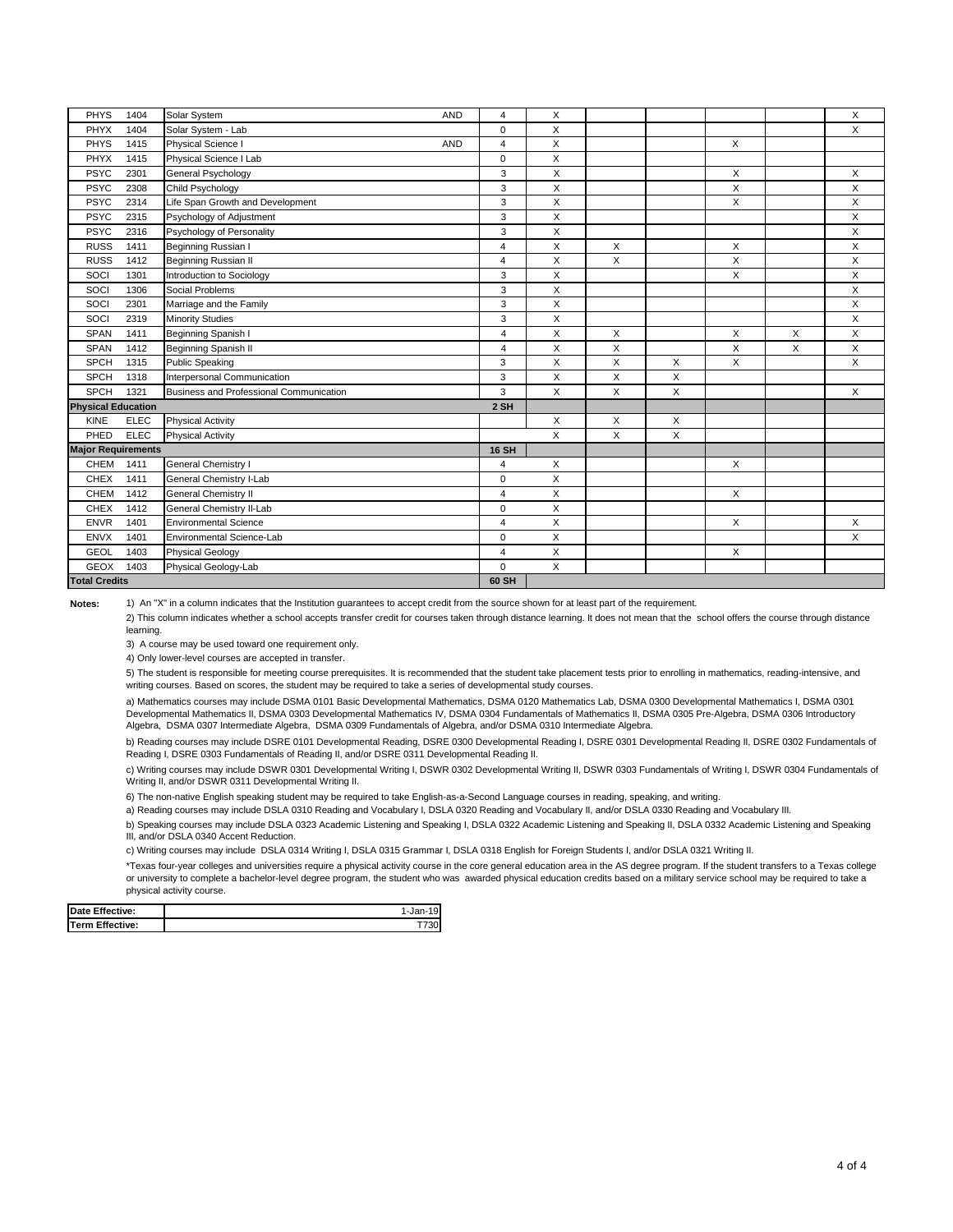| | | | | | | | | | | |
|---|---|---|---|---|---|---|---|---|---|---|
| PHYS | 1404 | Solar System | AND | 4 | X | | | | | X |
| PHYX | 1404 | Solar System - Lab | | 0 | X | | | | | X |
| PHYS | 1415 | Physical Science I | AND | 4 | X | | | X | | |
| PHYX | 1415 | Physical Science I Lab | | 0 | X | | | | | |
| PSYC | 2301 | General Psychology | | 3 | X | | | X | | X |
| PSYC | 2308 | Child Psychology | | 3 | X | | | X | | X |
| PSYC | 2314 | Life Span Growth and Development | | 3 | X | | | X | | X |
| PSYC | 2315 | Psychology of Adjustment | | 3 | X | | | | | X |
| PSYC | 2316 | Psychology of Personality | | 3 | X | | | | | X |
| RUSS | 1411 | Beginning Russian I | | 4 | X | X | | X | | X |
| RUSS | 1412 | Beginning Russian II | | 4 | X | X | | X | | X |
| SOCI | 1301 | Introduction to Sociology | | 3 | X | | | X | | X |
| SOCI | 1306 | Social Problems | | 3 | X | | | | | X |
| SOCI | 2301 | Marriage and the Family | | 3 | X | | | | | X |
| SOCI | 2319 | Minority Studies | | 3 | X | | | | | X |
| SPAN | 1411 | Beginning Spanish I | | 4 | X | X | | X | X | X |
| SPAN | 1412 | Beginning Spanish II | | 4 | X | X | | X | X | X |
| SPCH | 1315 | Public Speaking | | 3 | X | X | X | X | | X |
| SPCH | 1318 | Interpersonal Communication | | 3 | X | X | X | | | |
| SPCH | 1321 | Business and Professional Communication | | 3 | X | X | X | | | X |
| **Physical Education** | | | | **2 SH** | | | | | | |
| KINE | ELEC | Physical Activity | | | X | X | X | | | |
| PHED | ELEC | Physical Activity | | | X | X | X | | | |
| **Major Requirements** | | | | **16 SH** | | | | | | |
| CHEM | 1411 | General Chemistry I | | 4 | X | | | X | | |
| CHEX | 1411 | General Chemistry I-Lab | | 0 | X | | | | | |
| CHEM | 1412 | General Chemistry II | | 4 | X | | | X | | |
| CHEX | 1412 | General Chemistry II-Lab | | 0 | X | | | | | |
| ENVR | 1401 | Environmental Science | | 4 | X | | | X | | X |
| ENVX | 1401 | Environmental Science-Lab | | 0 | X | | | | | X |
| GEOL | 1403 | Physical Geology | | 4 | X | | | X | | |
| GEOX | 1403 | Physical Geology-Lab | | 0 | X | | | | | |
| **Total Credits** | | | | **60 SH** | | | | | | |

**Notes:**

1) An "X" in a column indicates that the Institution guarantees to accept credit from the source shown for at least part of the requirement.

2) This column indicates whether a school accepts transfer credit for courses taken through distance learning. It does not mean that the school offers the course through distance learning.

3) A course may be used toward one requirement only.

4) Only lower-level courses are accepted in transfer.

5) The student is responsible for meeting course prerequisites. It is recommended that the student take placement tests prior to enrolling in mathematics, reading-intensive, and writing courses. Based on scores, the student may be required to take a series of developmental study courses.

a) Mathematics courses may include DSMA 0101 Basic Developmental Mathematics, DSMA 0120 Mathematics Lab, DSMA 0300 Developmental Mathematics I, DSMA 0301 Developmental Mathematics II, DSMA 0303 Developmental Mathematics IV, DSMA 0304 Fundamentals of Mathematics II, DSMA 0305 Pre-Algebra, DSMA 0306 Introductory Algebra, DSMA 0307 Intermediate Algebra, DSMA 0309 Fundamentals of Algebra, and/or DSMA 0310 Intermediate Algebra.

b) Reading courses may include DSRE 0101 Developmental Reading, DSRE 0300 Developmental Reading I, DSRE 0301 Developmental Reading II, DSRE 0302 Fundamentals of Reading I, DSRE 0303 Fundamentals of Reading II, and/or DSRE 0311 Developmental Reading II.

c) Writing courses may include DSWR 0301 Developmental Writing I, DSWR 0302 Developmental Writing II, DSWR 0303 Fundamentals of Writing I, DSWR 0304 Fundamentals of Writing II, and/or DSWR 0311 Developmental Writing II.

6) The non-native English speaking student may be required to take English-as-a-Second Language courses in reading, speaking, and writing.

a) Reading courses may include DSLA 0310 Reading and Vocabulary I, DSLA 0320 Reading and Vocabulary II, and/or DSLA 0330 Reading and Vocabulary III.

b) Speaking courses may include DSLA 0323 Academic Listening and Speaking I, DSLA 0322 Academic Listening and Speaking II, DSLA 0332 Academic Listening and Speaking III, and/or DSLA 0340 Accent Reduction.

c) Writing courses may include DSLA 0314 Writing I, DSLA 0315 Grammar I, DSLA 0318 English for Foreign Students I, and/or DSLA 0321 Writing II.

*Texas four-year colleges and universities require a physical activity course in the core general education area in the AS degree program. If the student transfers to a Texas college or university to complete a bachelor-level degree program, the student who was awarded physical education credits based on a military service school may be required to take a physical activity course.

| | |
|---|---|
| **Date Effective:** | 1-Jan-19 |
| **Term Effective:** | T730 |